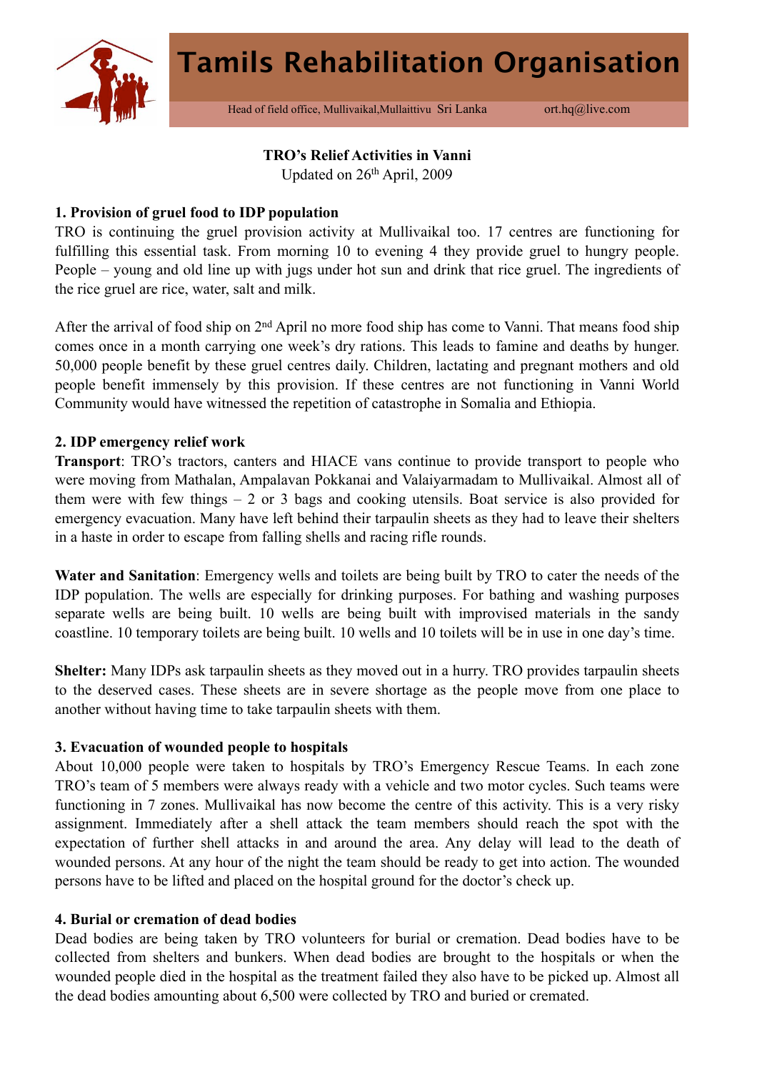# Tamils Rehabilitation Organisation

Head of field office, Mullivaikal,Mullaittivu Sri Lanka ort.hq@live.com

**TRO's Relief Activities in Vanni**
Updated on 26th April, 2009

## 1. Provision of gruel food to IDP population

TRO is continuing the gruel provision activity at Mullivaikal too. 17 centres are functioning for fulfilling this essential task. From morning 10 to evening 4 they provide gruel to hungry people. People – young and old line up with jugs under hot sun and drink that rice gruel. The ingredients of the rice gruel are rice, water, salt and milk.

After the arrival of food ship on 2nd April no more food ship has come to Vanni. That means food ship comes once in a month carrying one week's dry rations. This leads to famine and deaths by hunger. 50,000 people benefit by these gruel centres daily. Children, lactating and pregnant mothers and old people benefit immensely by this provision. If these centres are not functioning in Vanni World Community would have witnessed the repetition of catastrophe in Somalia and Ethiopia.

## 2. IDP emergency relief work

**Transport**: TRO's tractors, canters and HIACE vans continue to provide transport to people who were moving from Mathalan, Ampalavan Pokkanai and Valaiyarmadam to Mullivaikal. Almost all of them were with few things – 2 or 3 bags and cooking utensils. Boat service is also provided for emergency evacuation. Many have left behind their tarpaulin sheets as they had to leave their shelters in a haste in order to escape from falling shells and racing rifle rounds.

**Water and Sanitation**: Emergency wells and toilets are being built by TRO to cater the needs of the IDP population. The wells are especially for drinking purposes. For bathing and washing purposes separate wells are being built. 10 wells are being built with improvised materials in the sandy coastline. 10 temporary toilets are being built. 10 wells and 10 toilets will be in use in one day's time.

**Shelter:** Many IDPs ask tarpaulin sheets as they moved out in a hurry. TRO provides tarpaulin sheets to the deserved cases. These sheets are in severe shortage as the people move from one place to another without having time to take tarpaulin sheets with them.

## 3. Evacuation of wounded people to hospitals

About 10,000 people were taken to hospitals by TRO's Emergency Rescue Teams. In each zone TRO's team of 5 members were always ready with a vehicle and two motor cycles. Such teams were functioning in 7 zones. Mullivaikal has now become the centre of this activity. This is a very risky assignment. Immediately after a shell attack the team members should reach the spot with the expectation of further shell attacks in and around the area. Any delay will lead to the death of wounded persons. At any hour of the night the team should be ready to get into action. The wounded persons have to be lifted and placed on the hospital ground for the doctor's check up.

## 4. Burial or cremation of dead bodies

Dead bodies are being taken by TRO volunteers for burial or cremation. Dead bodies have to be collected from shelters and bunkers. When dead bodies are brought to the hospitals or when the wounded people died in the hospital as the treatment failed they also have to be picked up. Almost all the dead bodies amounting about 6,500 were collected by TRO and buried or cremated.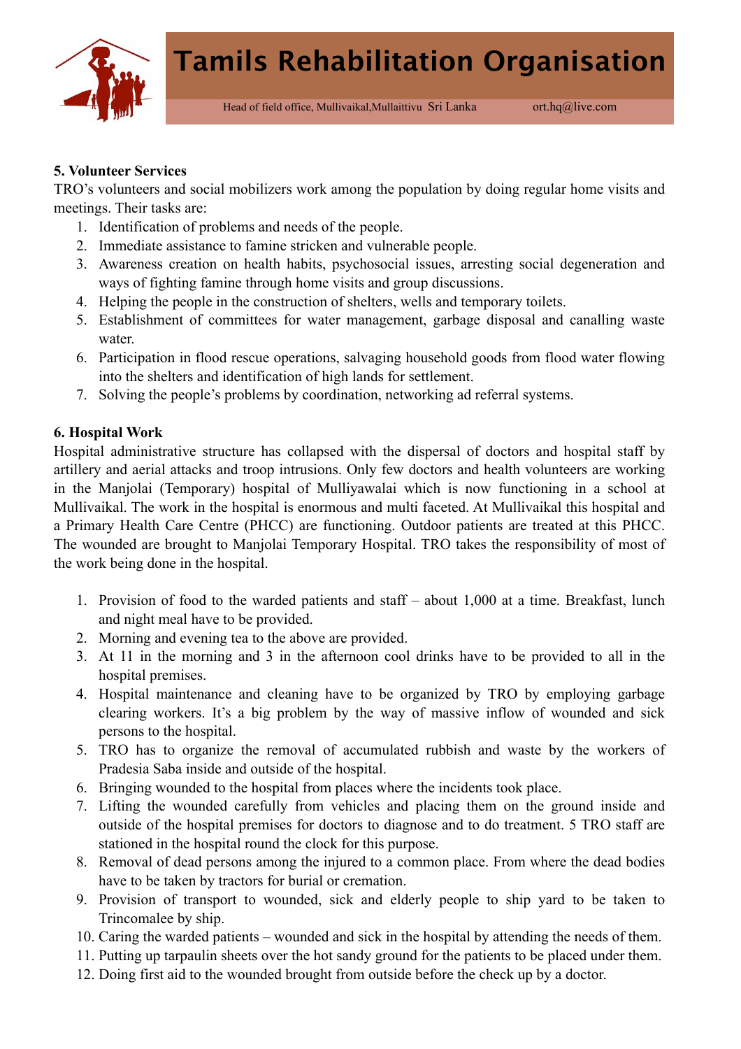**5. Volunteer Services**

TRO's volunteers and social mobilizers work among the population by doing regular home visits and meetings. Their tasks are:

1. Identification of problems and needs of the people.
2. Immediate assistance to famine stricken and vulnerable people.
3. Awareness creation on health habits, psychosocial issues, arresting social degeneration and ways of fighting famine through home visits and group discussions.
4. Helping the people in the construction of shelters, wells and temporary toilets.
5. Establishment of committees for water management, garbage disposal and canalling waste water.
6. Participation in flood rescue operations, salvaging household goods from flood water flowing into the shelters and identification of high lands for settlement.
7. Solving the people's problems by coordination, networking ad referral systems.

**6. Hospital Work**

Hospital administrative structure has collapsed with the dispersal of doctors and hospital staff by artillery and aerial attacks and troop intrusions. Only few doctors and health volunteers are working in the Manjolai (Temporary) hospital of Mulliyawalai which is now functioning in a school at Mullivaikal. The work in the hospital is enormous and multi faceted. At Mullivaikal this hospital and a Primary Health Care Centre (PHCC) are functioning. Outdoor patients are treated at this PHCC. The wounded are brought to Manjolai Temporary Hospital. TRO takes the responsibility of most of the work being done in the hospital.

1. Provision of food to the warded patients and staff – about 1,000 at a time. Breakfast, lunch and night meal have to be provided.
2. Morning and evening tea to the above are provided.
3. At 11 in the morning and 3 in the afternoon cool drinks have to be provided to all in the hospital premises.
4. Hospital maintenance and cleaning have to be organized by TRO by employing garbage clearing workers. It's a big problem by the way of massive inflow of wounded and sick persons to the hospital.
5. TRO has to organize the removal of accumulated rubbish and waste by the workers of Pradesia Saba inside and outside of the hospital.
6. Bringing wounded to the hospital from places where the incidents took place.
7. Lifting the wounded carefully from vehicles and placing them on the ground inside and outside of the hospital premises for doctors to diagnose and to do treatment. 5 TRO staff are stationed in the hospital round the clock for this purpose.
8. Removal of dead persons among the injured to a common place. From where the dead bodies have to be taken by tractors for burial or cremation.
9. Provision of transport to wounded, sick and elderly people to ship yard to be taken to Trincomalee by ship.
10. Caring the warded patients – wounded and sick in the hospital by attending the needs of them.
11. Putting up tarpaulin sheets over the hot sandy ground for the patients to be placed under them.
12. Doing first aid to the wounded brought from outside before the check up by a doctor.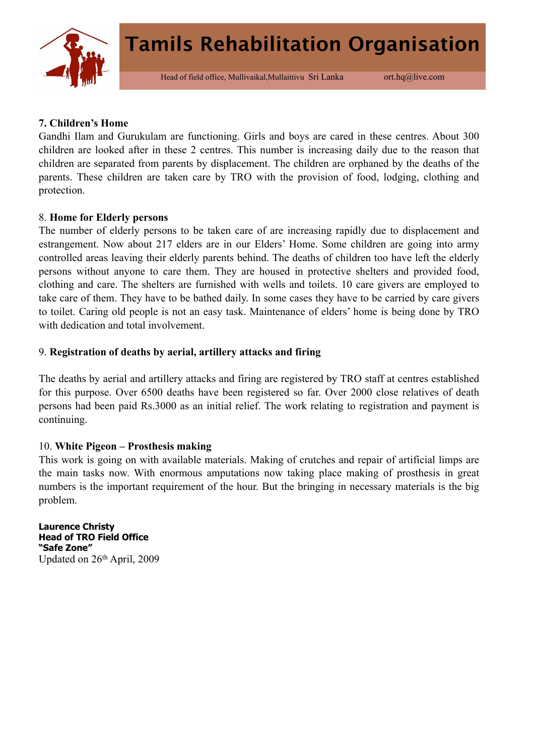### 7. Children's Home

Gandhi Ilam and Gurukulam are functioning. Girls and boys are cared in these centres. About 300 children are looked after in these 2 centres. This number is increasing daily due to the reason that children are separated from parents by displacement. The children are orphaned by the deaths of the parents. These children are taken care by TRO with the provision of food, lodging, clothing and protection.

### 8. **Home for Elderly persons**

The number of elderly persons to be taken care of are increasing rapidly due to displacement and estrangement. Now about 217 elders are in our Elders' Home. Some children are going into army controlled areas leaving their elderly parents behind. The deaths of children too have left the elderly persons without anyone to care them. They are housed in protective shelters and provided food, clothing and care. The shelters are furnished with wells and toilets. 10 care givers are employed to take care of them. They have to be bathed daily. In some cases they have to be carried by care givers to toilet. Caring old people is not an easy task. Maintenance of elders' home is being done by TRO with dedication and total involvement.

### 9. **Registration of deaths by aerial, artillery attacks and firing**

The deaths by aerial and artillery attacks and firing are registered by TRO staff at centres established for this purpose. Over 6500 deaths have been registered so far. Over 2000 close relatives of death persons had been paid Rs.3000 as an initial relief. The work relating to registration and payment is continuing.

### 10. **White Pigeon – Prosthesis making**

This work is going on with available materials. Making of crutches and repair of artificial limps are the main tasks now. With enormous amputations now taking place making of prosthesis in great numbers is the important requirement of the hour. But the bringing in necessary materials is the big problem.

**Laurence Christy**
**Head of TRO Field Office**
**"Safe Zone"**
Updated on 26th April, 2009